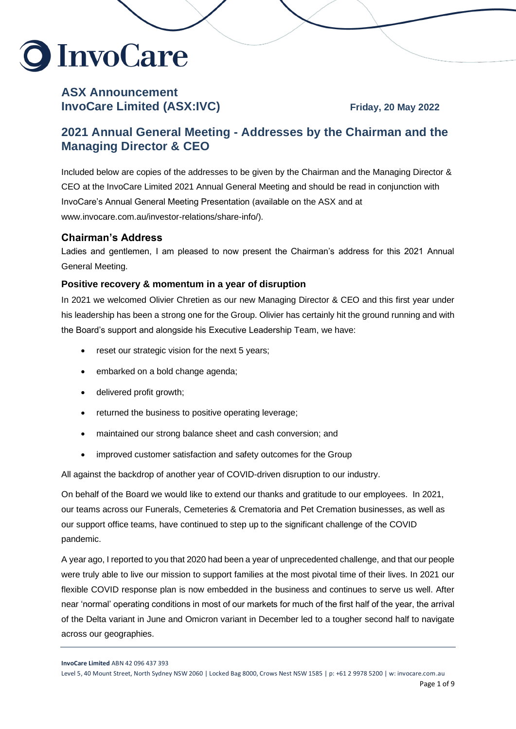# InvoCare

## ASX Announcement
## InvoCare Limited (ASX:IVC)

**Friday, 20 May 2022**

# 2021 Annual General Meeting - Addresses by the Chairman and the Managing Director & CEO

Included below are copies of the addresses to be given by the Chairman and the Managing Director & CEO at the InvoCare Limited 2021 Annual General Meeting and should be read in conjunction with InvoCare's Annual General Meeting Presentation (available on the ASX and at www.invocare.com.au/investor-relations/share-info/).

## Chairman's Address

Ladies and gentlemen, I am pleased to now present the Chairman's address for this 2021 Annual General Meeting.

### Positive recovery & momentum in a year of disruption

In 2021 we welcomed Olivier Chretien as our new Managing Director & CEO and this first year under his leadership has been a strong one for the Group. Olivier has certainly hit the ground running and with the Board's support and alongside his Executive Leadership Team, we have:

- reset our strategic vision for the next 5 years;
- embarked on a bold change agenda;
- delivered profit growth;
- returned the business to positive operating leverage;
- maintained our strong balance sheet and cash conversion; and
- improved customer satisfaction and safety outcomes for the Group

All against the backdrop of another year of COVID-driven disruption to our industry.

On behalf of the Board we would like to extend our thanks and gratitude to our employees. In 2021, our teams across our Funerals, Cemeteries & Crematoria and Pet Cremation businesses, as well as our support office teams, have continued to step up to the significant challenge of the COVID pandemic.

A year ago, I reported to you that 2020 had been a year of unprecedented challenge, and that our people were truly able to live our mission to support families at the most pivotal time of their lives. In 2021 our flexible COVID response plan is now embedded in the business and continues to serve us well. After near 'normal' operating conditions in most of our markets for much of the first half of the year, the arrival of the Delta variant in June and Omicron variant in December led to a tougher second half to navigate across our geographies.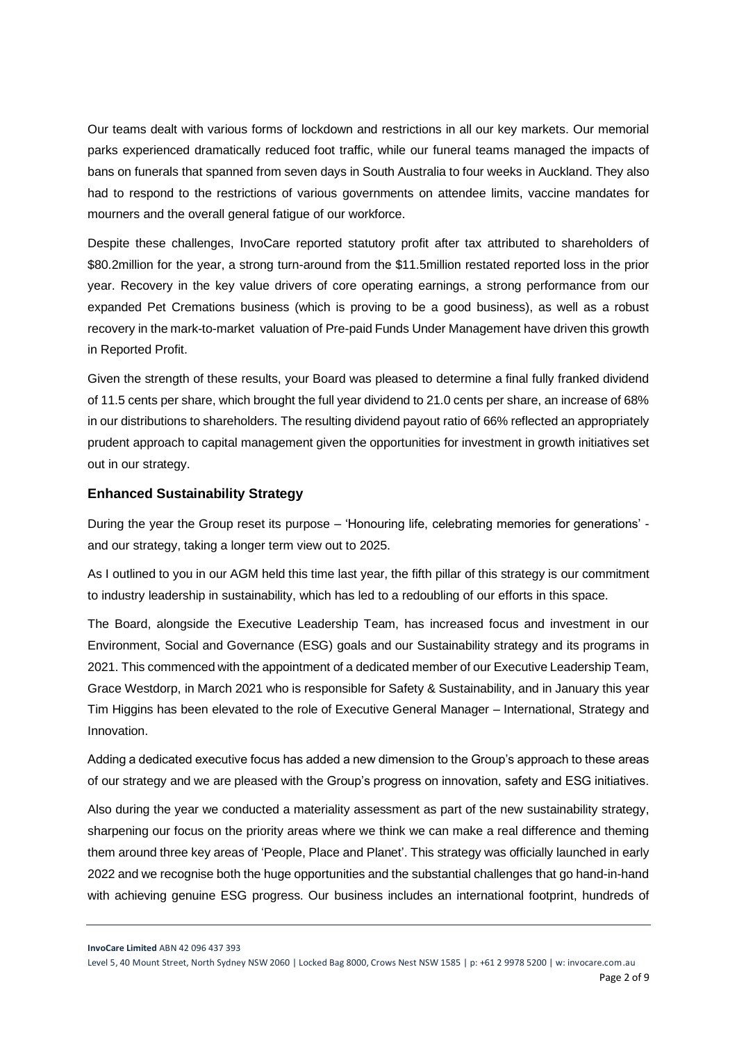Our teams dealt with various forms of lockdown and restrictions in all our key markets. Our memorial parks experienced dramatically reduced foot traffic, while our funeral teams managed the impacts of bans on funerals that spanned from seven days in South Australia to four weeks in Auckland. They also had to respond to the restrictions of various governments on attendee limits, vaccine mandates for mourners and the overall general fatigue of our workforce.

Despite these challenges, InvoCare reported statutory profit after tax attributed to shareholders of \$80.2million for the year, a strong turn-around from the \$11.5million restated reported loss in the prior year. Recovery in the key value drivers of core operating earnings, a strong performance from our expanded Pet Cremations business (which is proving to be a good business), as well as a robust recovery in the mark-to-market valuation of Pre-paid Funds Under Management have driven this growth in Reported Profit.

Given the strength of these results, your Board was pleased to determine a final fully franked dividend of 11.5 cents per share, which brought the full year dividend to 21.0 cents per share, an increase of 68% in our distributions to shareholders. The resulting dividend payout ratio of 66% reflected an appropriately prudent approach to capital management given the opportunities for investment in growth initiatives set out in our strategy.

### Enhanced Sustainability Strategy

During the year the Group reset its purpose – 'Honouring life, celebrating memories for generations' - and our strategy, taking a longer term view out to 2025.

As I outlined to you in our AGM held this time last year, the fifth pillar of this strategy is our commitment to industry leadership in sustainability, which has led to a redoubling of our efforts in this space.

The Board, alongside the Executive Leadership Team, has increased focus and investment in our Environment, Social and Governance (ESG) goals and our Sustainability strategy and its programs in 2021. This commenced with the appointment of a dedicated member of our Executive Leadership Team, Grace Westdorp, in March 2021 who is responsible for Safety & Sustainability, and in January this year Tim Higgins has been elevated to the role of Executive General Manager – International, Strategy and Innovation.

Adding a dedicated executive focus has added a new dimension to the Group's approach to these areas of our strategy and we are pleased with the Group's progress on innovation, safety and ESG initiatives.

Also during the year we conducted a materiality assessment as part of the new sustainability strategy, sharpening our focus on the priority areas where we think we can make a real difference and theming them around three key areas of 'People, Place and Planet'. This strategy was officially launched in early 2022 and we recognise both the huge opportunities and the substantial challenges that go hand-in-hand with achieving genuine ESG progress. Our business includes an international footprint, hundreds of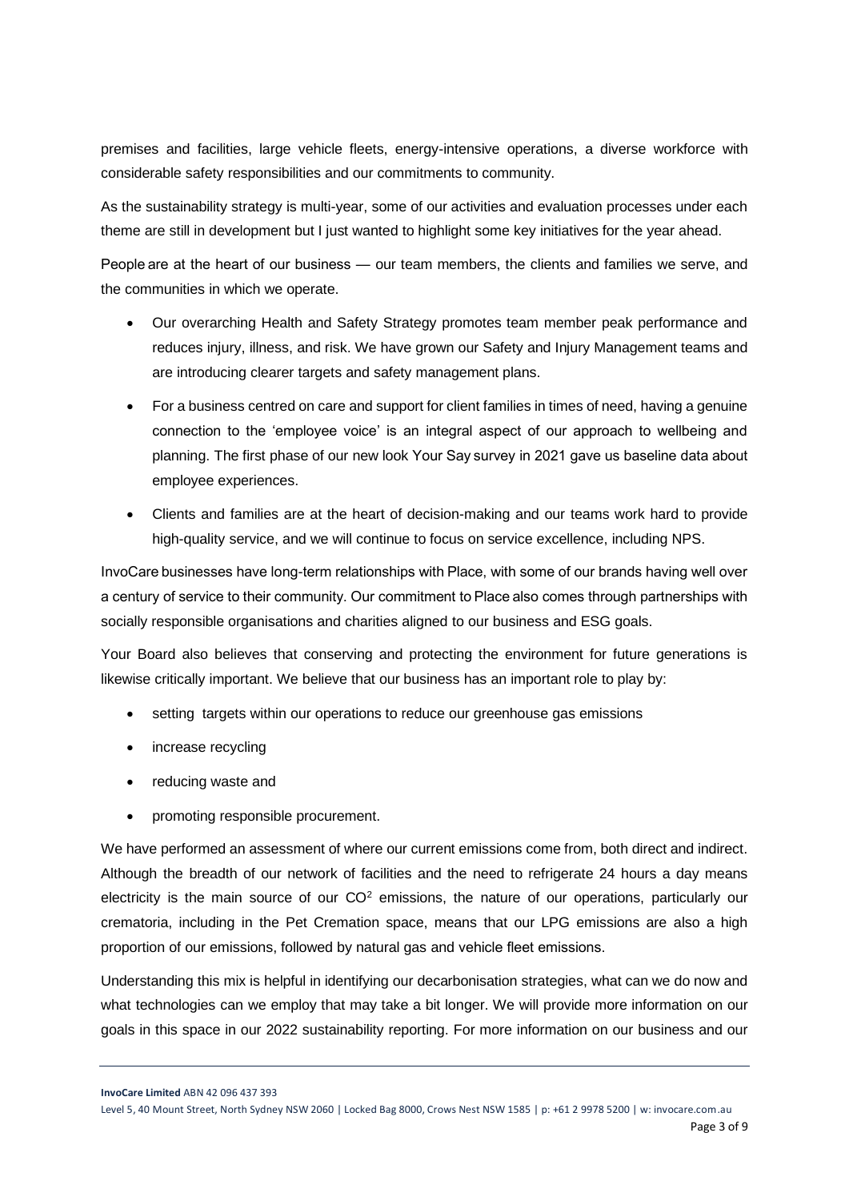premises and facilities, large vehicle fleets, energy-intensive operations, a diverse workforce with considerable safety responsibilities and our commitments to community.

As the sustainability strategy is multi-year, some of our activities and evaluation processes under each theme are still in development but I just wanted to highlight some key initiatives for the year ahead.

People are at the heart of our business — our team members, the clients and families we serve, and the communities in which we operate.

- Our overarching Health and Safety Strategy promotes team member peak performance and reduces injury, illness, and risk. We have grown our Safety and Injury Management teams and are introducing clearer targets and safety management plans.
- For a business centred on care and support for client families in times of need, having a genuine connection to the 'employee voice' is an integral aspect of our approach to wellbeing and planning. The first phase of our new look Your Say survey in 2021 gave us baseline data about employee experiences.
- Clients and families are at the heart of decision-making and our teams work hard to provide high-quality service, and we will continue to focus on service excellence, including NPS.

InvoCare businesses have long-term relationships with Place, with some of our brands having well over a century of service to their community. Our commitment to Place also comes through partnerships with socially responsible organisations and charities aligned to our business and ESG goals.

Your Board also believes that conserving and protecting the environment for future generations is likewise critically important. We believe that our business has an important role to play by:

- setting targets within our operations to reduce our greenhouse gas emissions
- increase recycling
- reducing waste and
- promoting responsible procurement.

We have performed an assessment of where our current emissions come from, both direct and indirect. Although the breadth of our network of facilities and the need to refrigerate 24 hours a day means electricity is the main source of our $CO^2$ emissions, the nature of our operations, particularly our crematoria, including in the Pet Cremation space, means that our LPG emissions are also a high proportion of our emissions, followed by natural gas and vehicle fleet emissions.

Understanding this mix is helpful in identifying our decarbonisation strategies, what can we do now and what technologies can we employ that may take a bit longer. We will provide more information on our goals in this space in our 2022 sustainability reporting. For more information on our business and our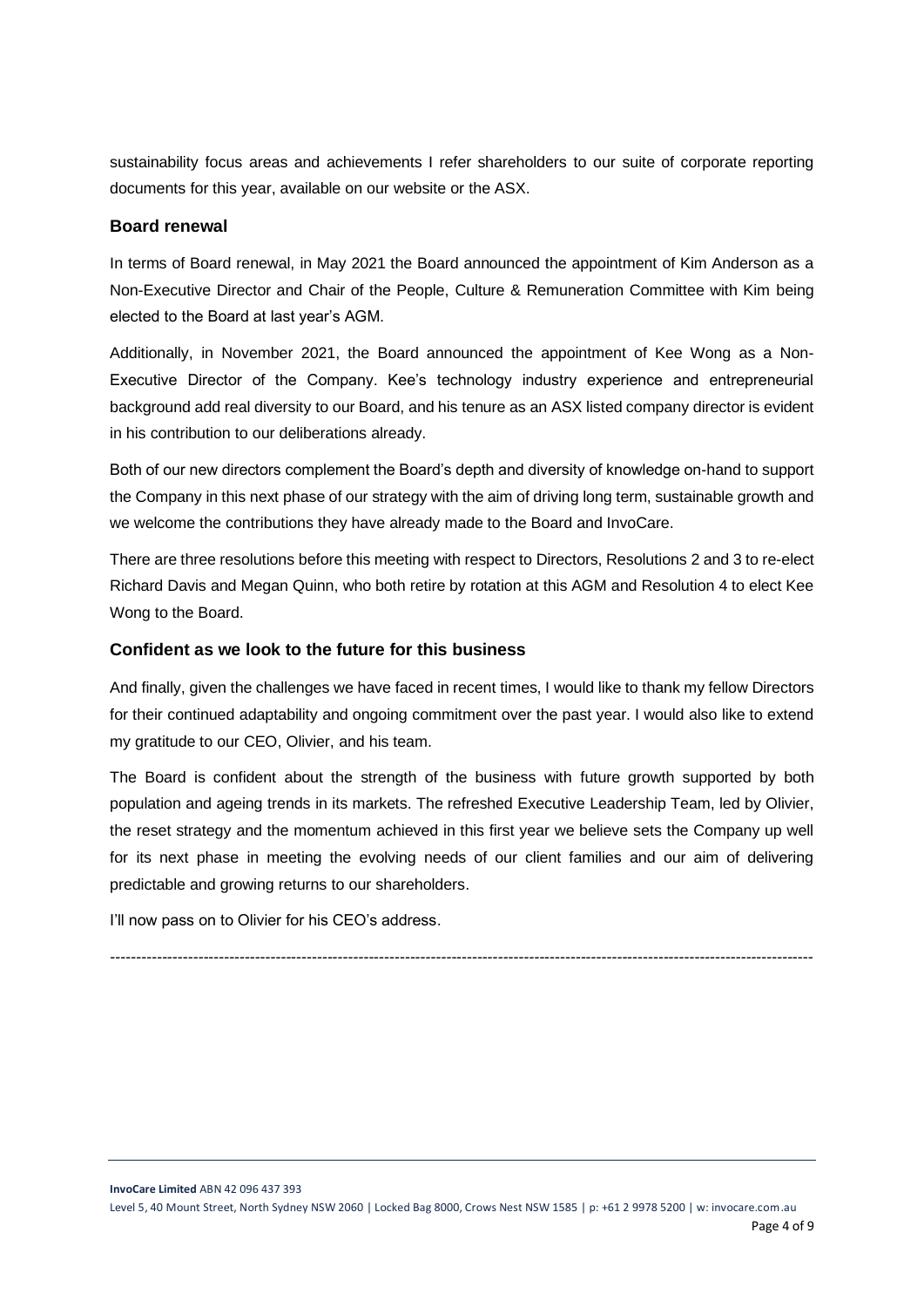sustainability focus areas and achievements I refer shareholders to our suite of corporate reporting documents for this year, available on our website or the ASX.

### Board renewal

In terms of Board renewal, in May 2021 the Board announced the appointment of Kim Anderson as a Non-Executive Director and Chair of the People, Culture & Remuneration Committee with Kim being elected to the Board at last year's AGM.

Additionally, in November 2021, the Board announced the appointment of Kee Wong as a Non-Executive Director of the Company. Kee's technology industry experience and entrepreneurial background add real diversity to our Board, and his tenure as an ASX listed company director is evident in his contribution to our deliberations already.

Both of our new directors complement the Board's depth and diversity of knowledge on-hand to support the Company in this next phase of our strategy with the aim of driving long term, sustainable growth and we welcome the contributions they have already made to the Board and InvoCare.

There are three resolutions before this meeting with respect to Directors, Resolutions 2 and 3 to re-elect Richard Davis and Megan Quinn, who both retire by rotation at this AGM and Resolution 4 to elect Kee Wong to the Board.

### Confident as we look to the future for this business

And finally, given the challenges we have faced in recent times, I would like to thank my fellow Directors for their continued adaptability and ongoing commitment over the past year. I would also like to extend my gratitude to our CEO, Olivier, and his team.

The Board is confident about the strength of the business with future growth supported by both population and ageing trends in its markets. The refreshed Executive Leadership Team, led by Olivier, the reset strategy and the momentum achieved in this first year we believe sets the Company up well for its next phase in meeting the evolving needs of our client families and our aim of delivering predictable and growing returns to our shareholders.

I'll now pass on to Olivier for his CEO's address.

---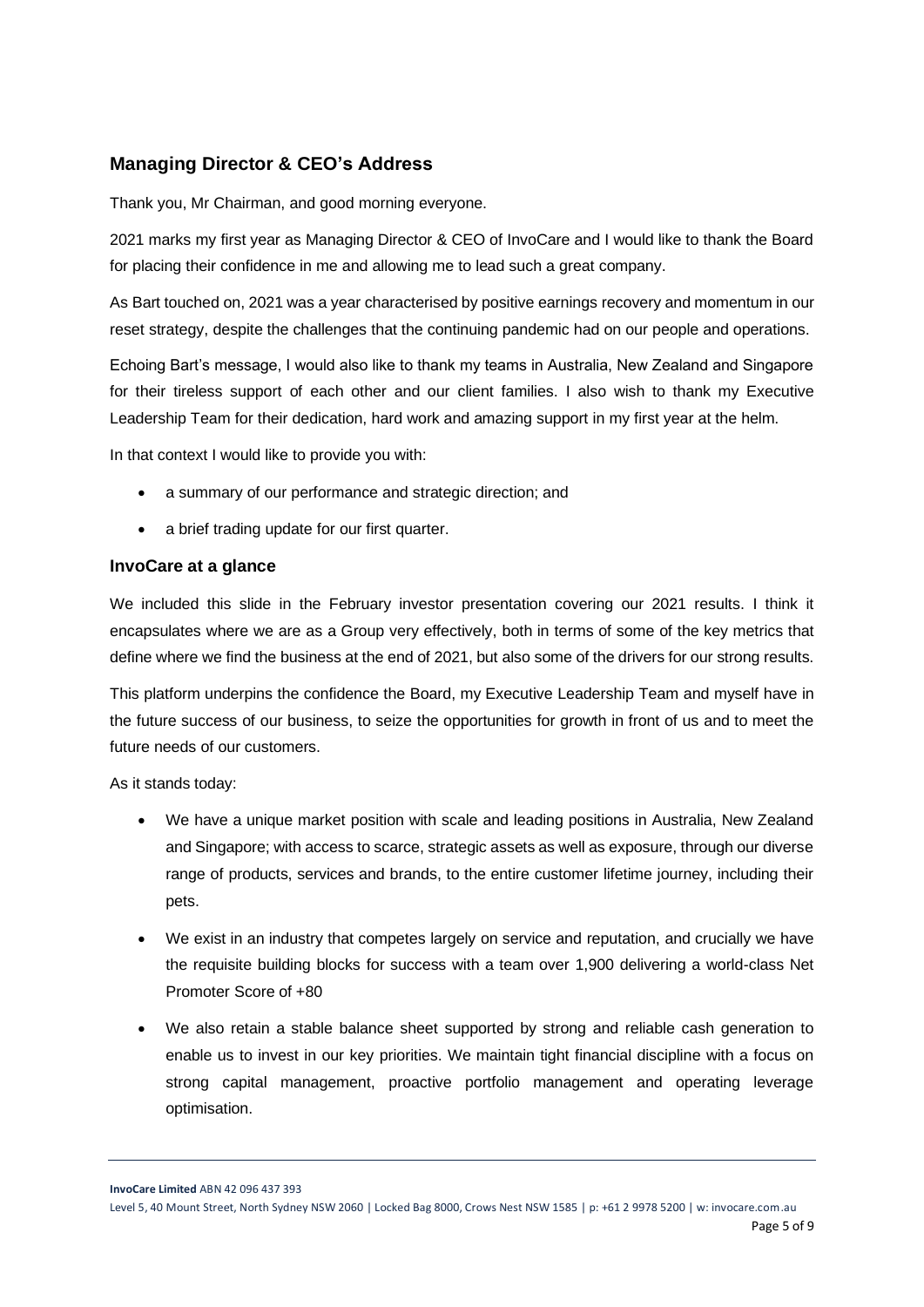## Managing Director & CEO's Address

Thank you, Mr Chairman, and good morning everyone.

2021 marks my first year as Managing Director & CEO of InvoCare and I would like to thank the Board for placing their confidence in me and allowing me to lead such a great company.

As Bart touched on, 2021 was a year characterised by positive earnings recovery and momentum in our reset strategy, despite the challenges that the continuing pandemic had on our people and operations.

Echoing Bart's message, I would also like to thank my teams in Australia, New Zealand and Singapore for their tireless support of each other and our client families. I also wish to thank my Executive Leadership Team for their dedication, hard work and amazing support in my first year at the helm.

In that context I would like to provide you with:

- a summary of our performance and strategic direction; and
- a brief trading update for our first quarter.

### InvoCare at a glance

We included this slide in the February investor presentation covering our 2021 results. I think it encapsulates where we are as a Group very effectively, both in terms of some of the key metrics that define where we find the business at the end of 2021, but also some of the drivers for our strong results.

This platform underpins the confidence the Board, my Executive Leadership Team and myself have in the future success of our business, to seize the opportunities for growth in front of us and to meet the future needs of our customers.

As it stands today:

- We have a unique market position with scale and leading positions in Australia, New Zealand and Singapore; with access to scarce, strategic assets as well as exposure, through our diverse range of products, services and brands, to the entire customer lifetime journey, including their pets.
- We exist in an industry that competes largely on service and reputation, and crucially we have the requisite building blocks for success with a team over 1,900 delivering a world-class Net Promoter Score of +80
- We also retain a stable balance sheet supported by strong and reliable cash generation to enable us to invest in our key priorities. We maintain tight financial discipline with a focus on strong capital management, proactive portfolio management and operating leverage optimisation.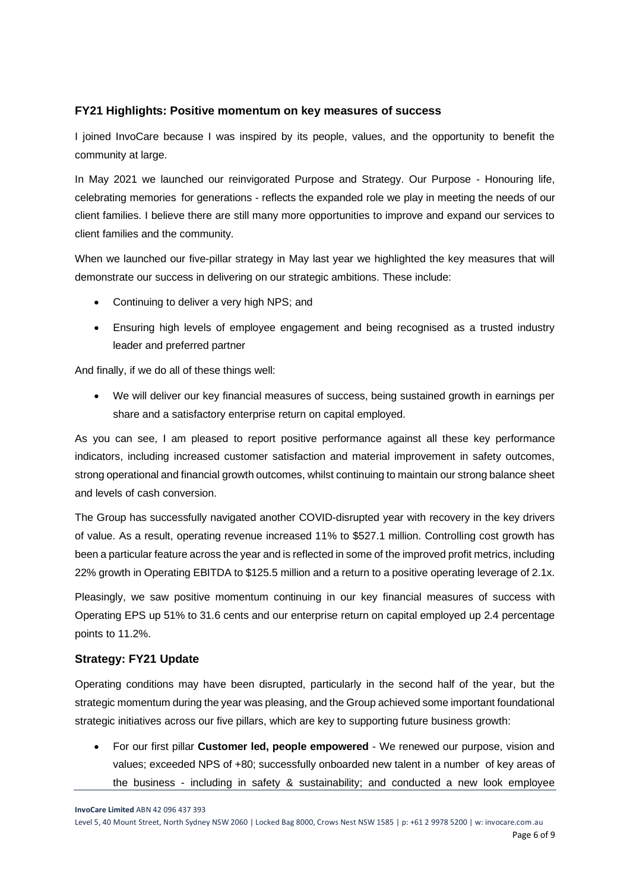## FY21 Highlights: Positive momentum on key measures of success

I joined InvoCare because I was inspired by its people, values, and the opportunity to benefit the community at large.

In May 2021 we launched our reinvigorated Purpose and Strategy. Our Purpose - Honouring life, celebrating memories for generations - reflects the expanded role we play in meeting the needs of our client families. I believe there are still many more opportunities to improve and expand our services to client families and the community.

When we launched our five-pillar strategy in May last year we highlighted the key measures that will demonstrate our success in delivering on our strategic ambitions. These include:

- Continuing to deliver a very high NPS; and
- Ensuring high levels of employee engagement and being recognised as a trusted industry leader and preferred partner

And finally, if we do all of these things well:

- We will deliver our key financial measures of success, being sustained growth in earnings per share and a satisfactory enterprise return on capital employed.

As you can see, I am pleased to report positive performance against all these key performance indicators, including increased customer satisfaction and material improvement in safety outcomes, strong operational and financial growth outcomes, whilst continuing to maintain our strong balance sheet and levels of cash conversion.

The Group has successfully navigated another COVID-disrupted year with recovery in the key drivers of value. As a result, operating revenue increased 11% to $527.1 million. Controlling cost growth has been a particular feature across the year and is reflected in some of the improved profit metrics, including 22% growth in Operating EBITDA to $125.5 million and a return to a positive operating leverage of 2.1x.

Pleasingly, we saw positive momentum continuing in our key financial measures of success with Operating EPS up 51% to 31.6 cents and our enterprise return on capital employed up 2.4 percentage points to 11.2%.

## Strategy: FY21 Update

Operating conditions may have been disrupted, particularly in the second half of the year, but the strategic momentum during the year was pleasing, and the Group achieved some important foundational strategic initiatives across our five pillars, which are key to supporting future business growth:

- For our first pillar **Customer led, people empowered** - We renewed our purpose, vision and values; exceeded NPS of +80; successfully onboarded new talent in a number of key areas of the business - including in safety & sustainability; and conducted a new look employee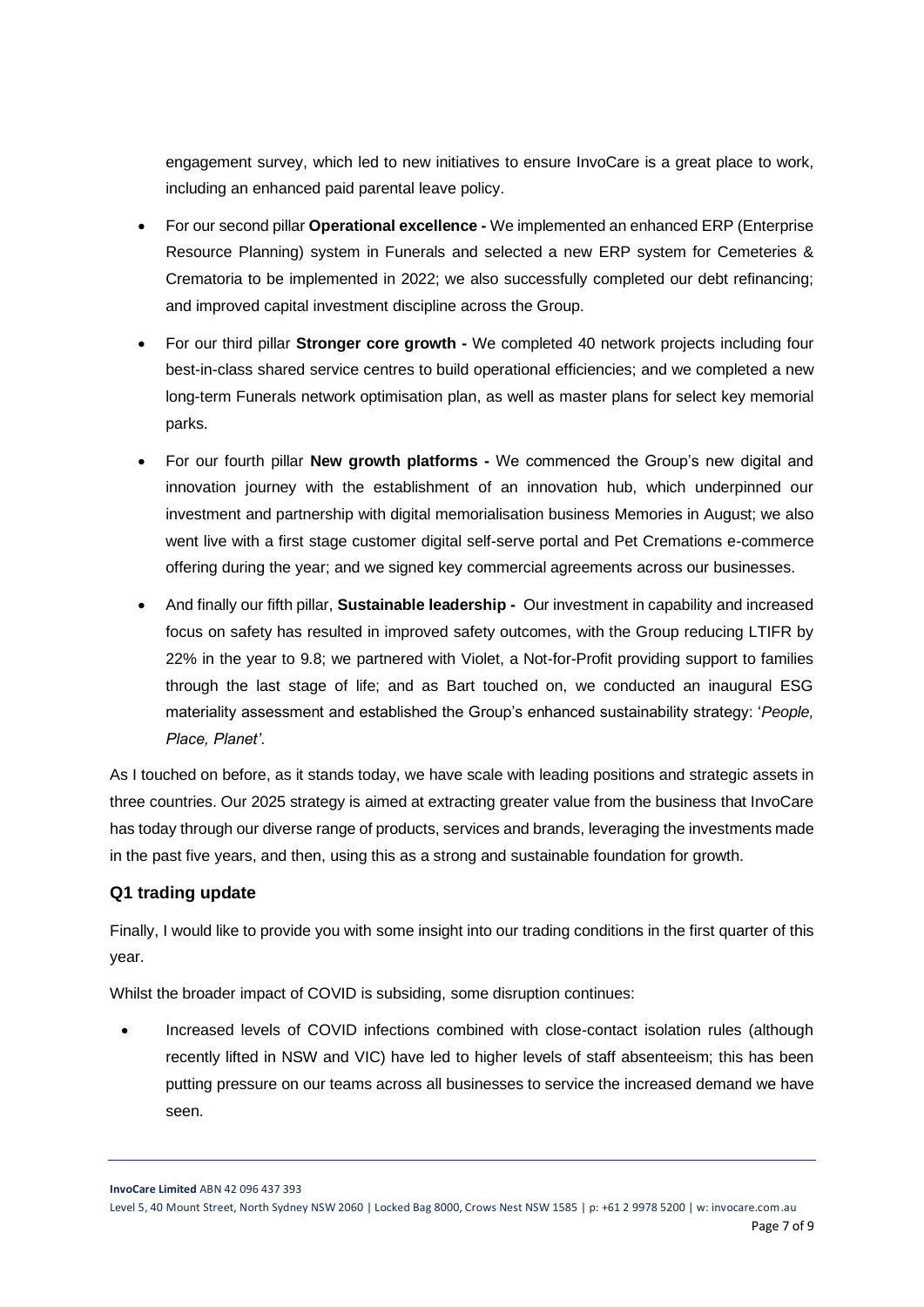engagement survey, which led to new initiatives to ensure InvoCare is a great place to work, including an enhanced paid parental leave policy.

- For our second pillar **Operational excellence -** We implemented an enhanced ERP (Enterprise Resource Planning) system in Funerals and selected a new ERP system for Cemeteries & Crematoria to be implemented in 2022; we also successfully completed our debt refinancing; and improved capital investment discipline across the Group.
- For our third pillar **Stronger core growth -** We completed 40 network projects including four best-in-class shared service centres to build operational efficiencies; and we completed a new long-term Funerals network optimisation plan, as well as master plans for select key memorial parks.
- For our fourth pillar **New growth platforms -** We commenced the Group's new digital and innovation journey with the establishment of an innovation hub, which underpinned our investment and partnership with digital memorialisation business Memories in August; we also went live with a first stage customer digital self-serve portal and Pet Cremations e-commerce offering during the year; and we signed key commercial agreements across our businesses.
- And finally our fifth pillar, **Sustainable leadership -** Our investment in capability and increased focus on safety has resulted in improved safety outcomes, with the Group reducing LTIFR by 22% in the year to 9.8; we partnered with Violet, a Not-for-Profit providing support to families through the last stage of life; and as Bart touched on, we conducted an inaugural ESG materiality assessment and established the Group's enhanced sustainability strategy: '*People, Place, Planet'*.

As I touched on before, as it stands today, we have scale with leading positions and strategic assets in three countries. Our 2025 strategy is aimed at extracting greater value from the business that InvoCare has today through our diverse range of products, services and brands, leveraging the investments made in the past five years, and then, using this as a strong and sustainable foundation for growth.

## Q1 trading update

Finally, I would like to provide you with some insight into our trading conditions in the first quarter of this year.

Whilst the broader impact of COVID is subsiding, some disruption continues:

- Increased levels of COVID infections combined with close-contact isolation rules (although recently lifted in NSW and VIC) have led to higher levels of staff absenteeism; this has been putting pressure on our teams across all businesses to service the increased demand we have seen.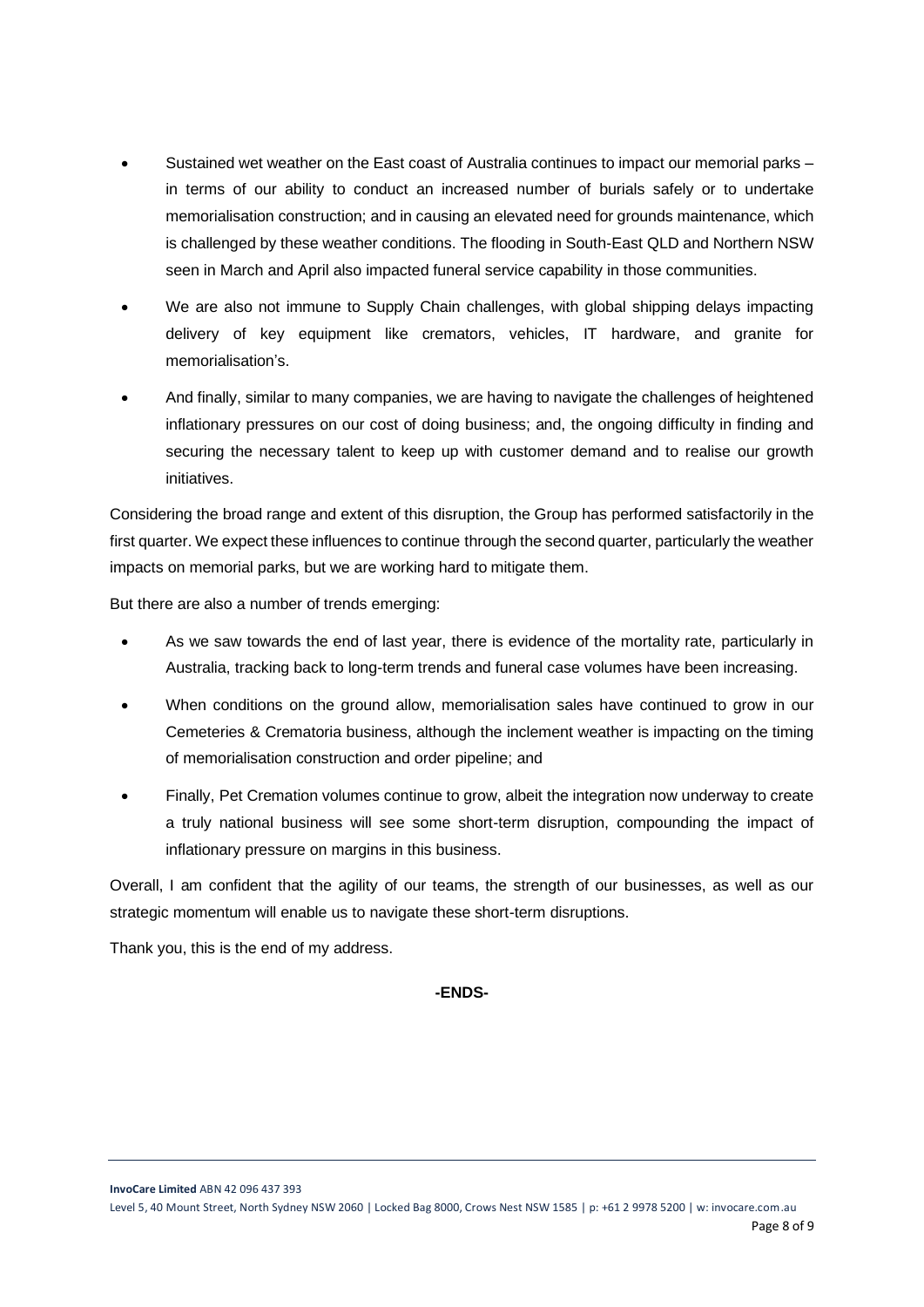- Sustained wet weather on the East coast of Australia continues to impact our memorial parks – in terms of our ability to conduct an increased number of burials safely or to undertake memorialisation construction; and in causing an elevated need for grounds maintenance, which is challenged by these weather conditions. The flooding in South-East QLD and Northern NSW seen in March and April also impacted funeral service capability in those communities.
- We are also not immune to Supply Chain challenges, with global shipping delays impacting delivery of key equipment like cremators, vehicles, IT hardware, and granite for memorialisation's.
- And finally, similar to many companies, we are having to navigate the challenges of heightened inflationary pressures on our cost of doing business; and, the ongoing difficulty in finding and securing the necessary talent to keep up with customer demand and to realise our growth initiatives.

Considering the broad range and extent of this disruption, the Group has performed satisfactorily in the first quarter. We expect these influences to continue through the second quarter, particularly the weather impacts on memorial parks, but we are working hard to mitigate them.

But there are also a number of trends emerging:

- As we saw towards the end of last year, there is evidence of the mortality rate, particularly in Australia, tracking back to long-term trends and funeral case volumes have been increasing.
- When conditions on the ground allow, memorialisation sales have continued to grow in our Cemeteries & Crematoria business, although the inclement weather is impacting on the timing of memorialisation construction and order pipeline; and
- Finally, Pet Cremation volumes continue to grow, albeit the integration now underway to create a truly national business will see some short-term disruption, compounding the impact of inflationary pressure on margins in this business.

Overall, I am confident that the agility of our teams, the strength of our businesses, as well as our strategic momentum will enable us to navigate these short-term disruptions.

Thank you, this is the end of my address.

**-ENDS-**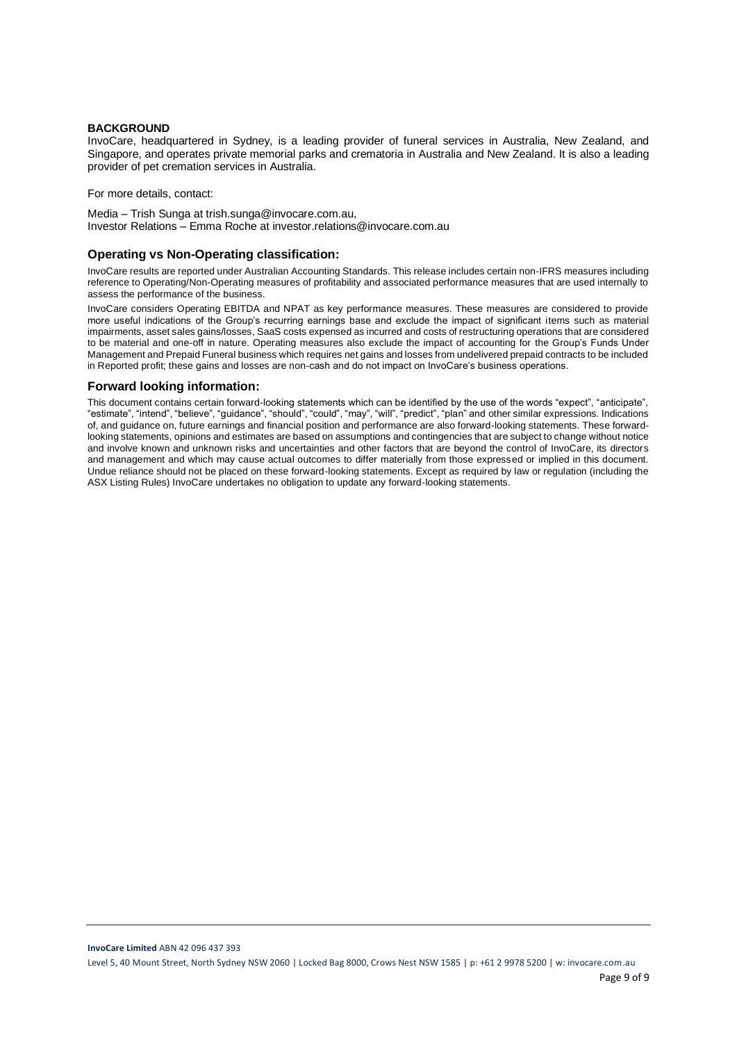**BACKGROUND**

InvoCare, headquartered in Sydney, is a leading provider of funeral services in Australia, New Zealand, and Singapore, and operates private memorial parks and crematoria in Australia and New Zealand. It is also a leading provider of pet cremation services in Australia.

For more details, contact:

Media – Trish Sunga at trish.sunga@invocare.com.au,
Investor Relations – Emma Roche at investor.relations@invocare.com.au

## Operating vs Non-Operating classification:

InvoCare results are reported under Australian Accounting Standards. This release includes certain non-IFRS measures including reference to Operating/Non-Operating measures of profitability and associated performance measures that are used internally to assess the performance of the business.

InvoCare considers Operating EBITDA and NPAT as key performance measures. These measures are considered to provide more useful indications of the Group's recurring earnings base and exclude the impact of significant items such as material impairments, asset sales gains/losses, SaaS costs expensed as incurred and costs of restructuring operations that are considered to be material and one-off in nature. Operating measures also exclude the impact of accounting for the Group's Funds Under Management and Prepaid Funeral business which requires net gains and losses from undelivered prepaid contracts to be included in Reported profit; these gains and losses are non-cash and do not impact on InvoCare's business operations.

## Forward looking information:

This document contains certain forward-looking statements which can be identified by the use of the words "expect", "anticipate", "estimate", "intend", "believe", "guidance", "should", "could", "may", "will", "predict", "plan" and other similar expressions. Indications of, and guidance on, future earnings and financial position and performance are also forward-looking statements. These forward-looking statements, opinions and estimates are based on assumptions and contingencies that are subject to change without notice and involve known and unknown risks and uncertainties and other factors that are beyond the control of InvoCare, its directors and management and which may cause actual outcomes to differ materially from those expressed or implied in this document. Undue reliance should not be placed on these forward-looking statements. Except as required by law or regulation (including the ASX Listing Rules) InvoCare undertakes no obligation to update any forward-looking statements.

**InvoCare Limited** ABN 42 096 437 393
Level 5, 40 Mount Street, North Sydney NSW 2060 | Locked Bag 8000, Crows Nest NSW 1585 | p: +61 2 9978 5200 | w: invocare.com.au